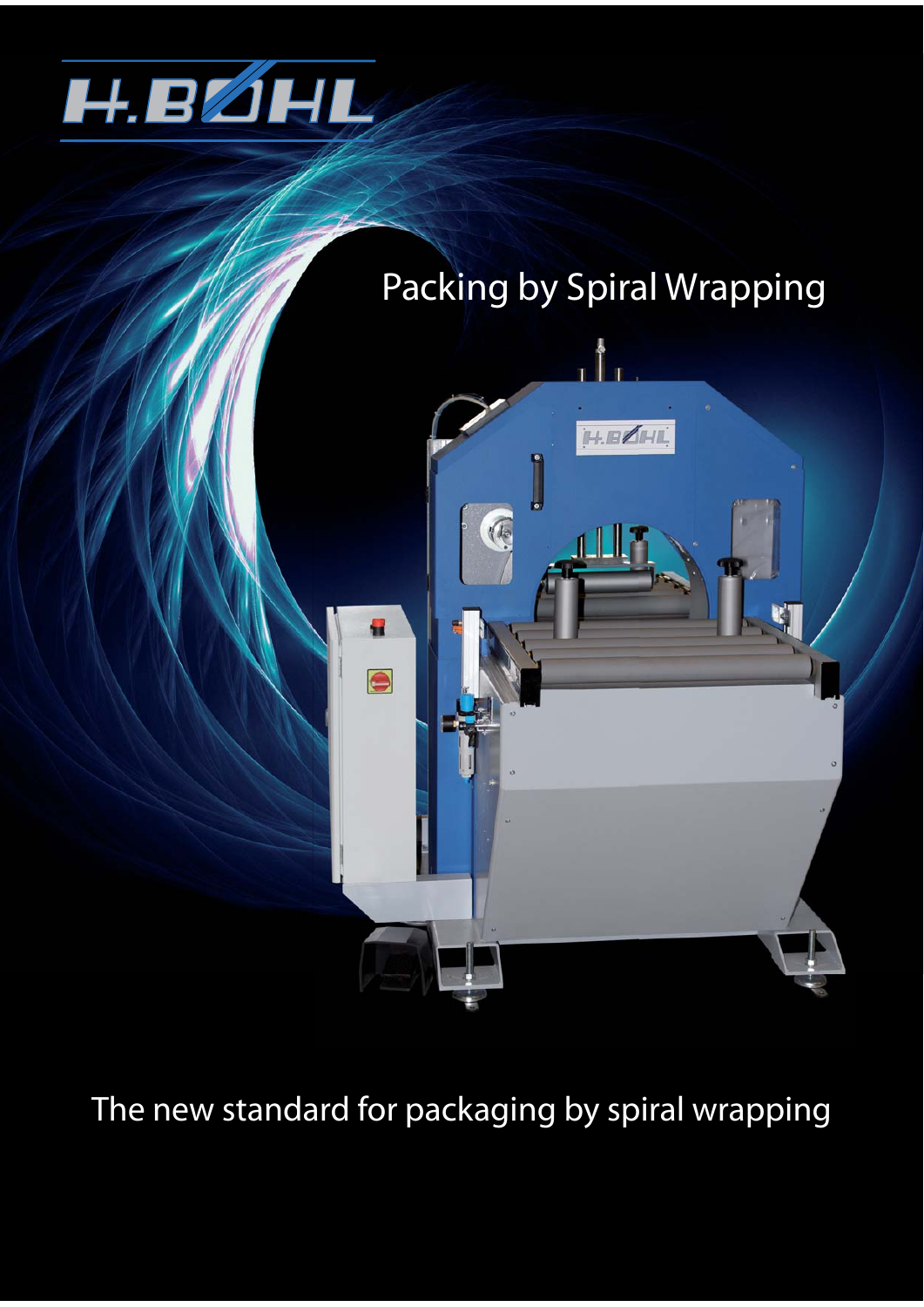H.BØHL

# Packing by Spiral Wrapping

The new standard for packaging by spiral wrapping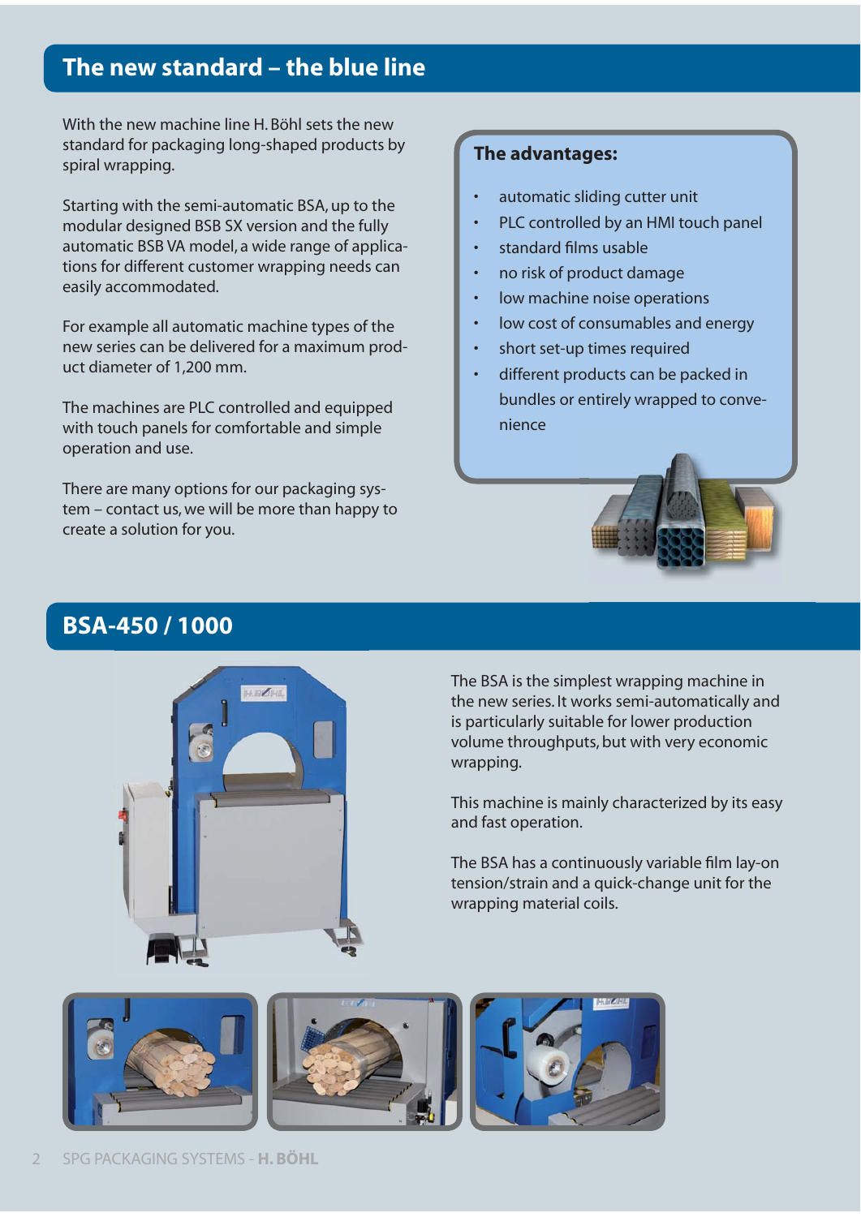## The new standard – the blue line

With the new machine line H. Böhl sets the new standard for packaging long-shaped products by spiral wrapping.

Starting with the semi-automatic BSA, up to the modular designed BSB SX version and the fully automatic BSB VA model, a wide range of applications for different customer wrapping needs can easily accommodated.

For example all automatic machine types of the new series can be delivered for a maximum product diameter of 1,200 mm.

The machines are PLC controlled and equipped with touch panels for comfortable and simple operation and use.

There are many options for our packaging system – contact us, we will be more than happy to create a solution for you.

**The advantages:**

- automatic sliding cutter unit
- PLC controlled by an HMI touch panel
- standard films usable
- no risk of product damage
- low machine noise operations
- low cost of consumables and energy
- short set-up times required
- different products can be packed in bundles or entirely wrapped to convenience

## BSA-450 / 1000

The BSA is the simplest wrapping machine in the new series. It works semi-automatically and is particularly suitable for lower production volume throughputs, but with very economic wrapping.

This machine is mainly characterized by its easy and fast operation.

The BSA has a continuously variable film lay-on tension/strain and a quick-change unit for the wrapping material coils.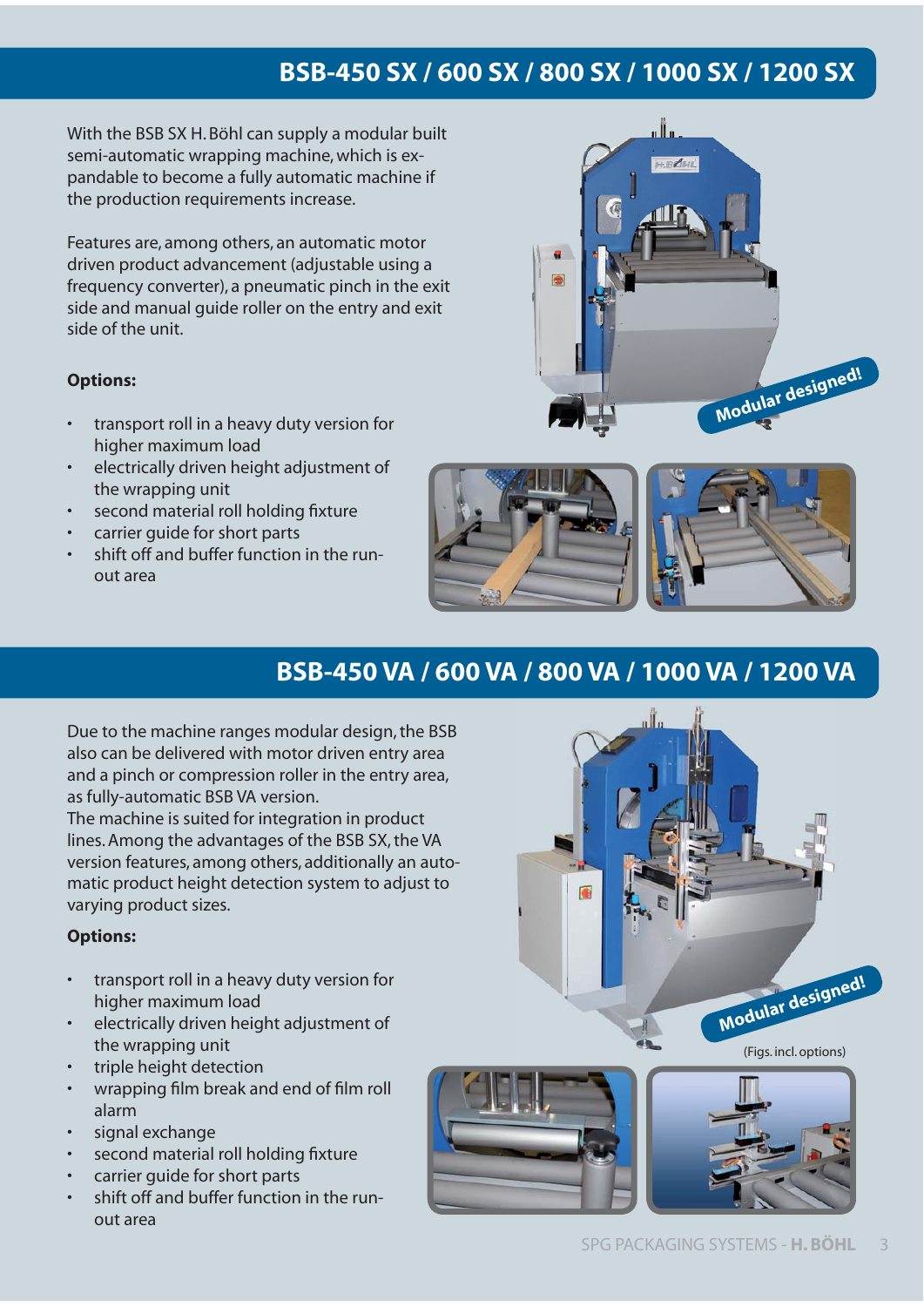## BSB-450 SX / 600 SX / 800 SX / 1000 SX / 1200 SX

With the BSB SX H. Böhl can supply a modular built semi-automatic wrapping machine, which is expandable to become a fully automatic machine if the production requirements increase.

Features are, among others, an automatic motor driven product advancement (adjustable using a frequency converter), a pneumatic pinch in the exit side and manual guide roller on the entry and exit side of the unit.

**Options:**

- transport roll in a heavy duty version for higher maximum load
- electrically driven height adjustment of the wrapping unit
- second material roll holding fixture
- carrier guide for short parts
- shift off and buffer function in the run-out area

Modular designed!

## BSB-450 VA / 600 VA / 800 VA / 1000 VA / 1200 VA

Due to the machine ranges modular design, the BSB also can be delivered with motor driven entry area and a pinch or compression roller in the entry area, as fully-automatic BSB VA version.
The machine is suited for integration in product lines. Among the advantages of the BSB SX, the VA version features, among others, additionally an automatic product height detection system to adjust to varying product sizes.

**Options:**

- transport roll in a heavy duty version for higher maximum load
- electrically driven height adjustment of the wrapping unit
- triple height detection
- wrapping film break and end of film roll alarm
- signal exchange
- second material roll holding fixture
- carrier guide for short parts
- shift off and buffer function in the run-out area

Modular designed!

(Figs. incl. options)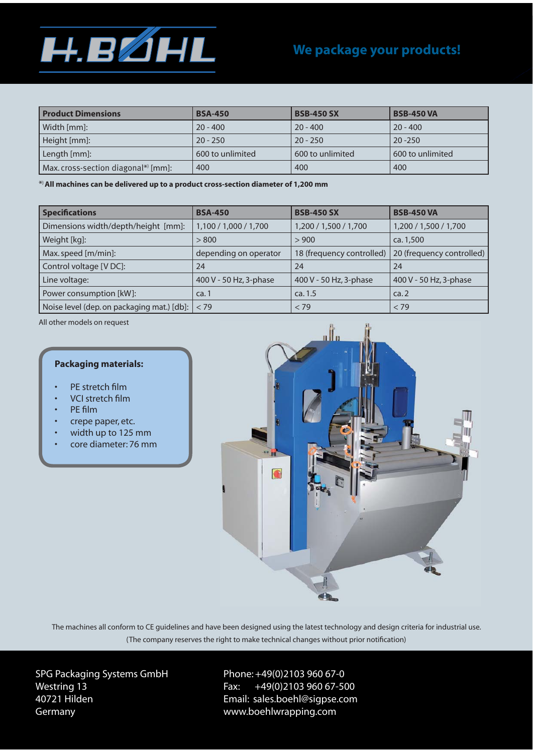We package your products!

| Product Dimensions | BSA-450 | BSB-450 SX | BSB-450 VA |
|---|---|---|---|
| Width [mm]: | 20 - 400 | 20 - 400 | 20 - 400 |
| Height [mm]: | 20 - 250 | 20 - 250 | 20 -250 |
| Length [mm]: | 600 to unlimited | 600 to unlimited | 600 to unlimited |
| Max. cross-section diagonal*) [mm]: | 400 | 400 | 400 |

*) **All machines can be delivered up to a product cross-section diameter of 1,200 mm**

| Specifications | BSA-450 | BSB-450 SX | BSB-450 VA |
|---|---|---|---|
| Dimensions width/depth/height [mm]: | 1,100 / 1,000 / 1,700 | 1,200 / 1,500 / 1,700 | 1,200 / 1,500 / 1,700 |
| Weight [kg]: | > 800 | > 900 | ca. 1,500 |
| Max. speed [m/min]: | depending on operator | 18 (frequency controlled) | 20 (frequency controlled) |
| Control voltage [V DC]: | 24 | 24 | 24 |
| Line voltage: | 400 V - 50 Hz, 3-phase | 400 V - 50 Hz, 3-phase | 400 V - 50 Hz, 3-phase |
| Power consumption [kW]: | ca. 1 | ca. 1.5 | ca. 2 |
| Noise level (dep. on packaging mat.) [db]: | < 79 | < 79 | < 79 |

All other models on request

**Packaging materials:**

- PE stretch film
- VCI stretch film
- PE film
- crepe paper, etc.
- width up to 125 mm
- core diameter: 76 mm

The machines all conform to CE guidelines and have been designed using the latest technology and design criteria for industrial use.
(The company reserves the right to make technical changes without prior notification)

SPG Packaging Systems GmbH
Westring 13
40721 Hilden
Germany

Phone: +49(0)2103 960 67-0
Fax: +49(0)2103 960 67-500
Email: sales.boehl@sigpse.com
www.boehlwrapping.com